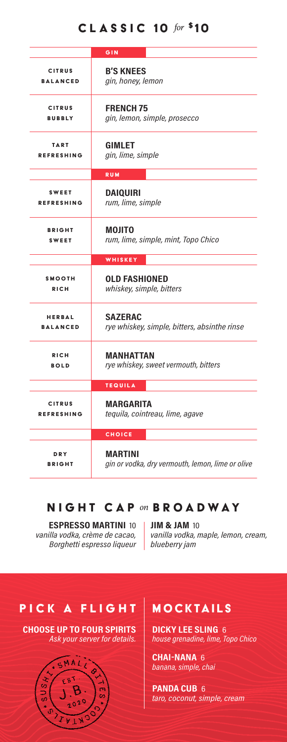# CLASSIC 10 *for* $10

| | GIN |
|---|---|
| CITRUS BALANCED | **B'S KNEES** *gin, honey, lemon* |
| CITRUS BUBBLY | **FRENCH 75** *gin, lemon, simple, prosecco* |
| TART REFRESHING | **GIMLET** *gin, lime, simple* |
| | **RUM** |
| SWEET REFRESHING | **DAIQUIRI** *rum, lime, simple* |
| BRIGHT SWEET | **MOJITO** *rum, lime, simple, mint, Topo Chico* |
| | **WHISKEY** |
| SMOOTH RICH | **OLD FASHIONED** *whiskey, simple, bitters* |
| HERBAL BALANCED | **SAZERAC** *rye whiskey, simple, bitters, absinthe rinse* |
| RICH BOLD | **MANHATTAN** *rye whiskey, sweet vermouth, bitters* |
| | **TEQUILA** |
| CITRUS REFRESHING | **MARGARITA** *tequila, cointreau, lime, agave* |
| | **CHOICE** |
| DRY BRIGHT | **MARTINI** *gin or vodka, dry vermouth, lemon, lime or olive* |

## NIGHT CAP *on* BROADWAY

**ESPRESSO MARTINI** 10
*vanilla vodka, crème de cacao, Borghetti espresso liqueur*

**JIM & JAM** 10
*vanilla vodka, maple, lemon, cream, blueberry jam*

## PICK A FLIGHT

**CHOOSE UP TO FOUR SPIRITS**
*Ask your server for details.*

SUSHI • SMALL BITES • COCKTAILS
EST. J.B. 2020

## MOCKTAILS

**DICKY LEE SLING** 6
*house grenadine, lime, Topo Chico*

**CHAI-NANA** 6
*banana, simple, chai*

**PANDA CUB** 6
*taro, coconut, simple, cream*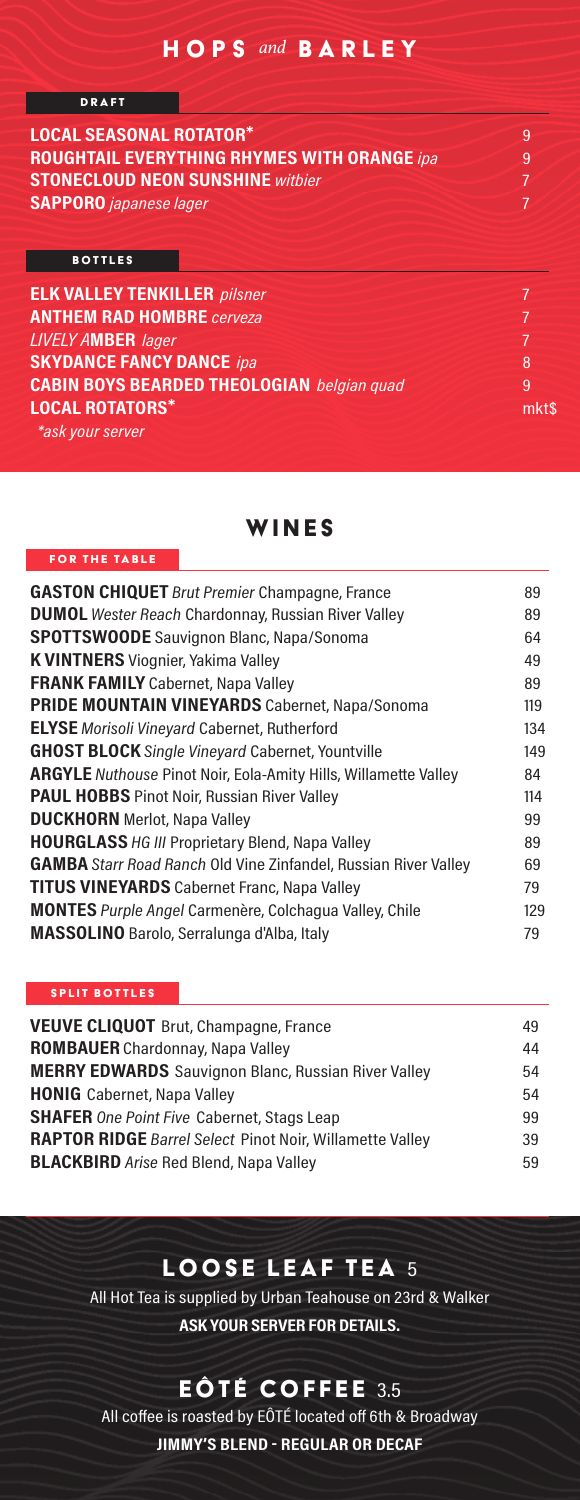# HOPS *and* BARLEY

## DRAFT

| | |
|---|---|
| **LOCAL SEASONAL ROTATOR*** | 9 |
| **ROUGHTAIL EVERYTHING RHYMES WITH ORANGE** *ipa* | 9 |
| **STONECLOUD NEON SUNSHINE** *witbier* | 7 |
| **SAPPORO** *japanese lager* | 7 |

## BOTTLES

| | |
|---|---|
| **ELK VALLEY TENKILLER** *pilsner* | 7 |
| **ANTHEM RAD HOMBRE** *cerveza* | 7 |
| *LIVELY A***MBER** *lager* | 7 |
| **SKYDANCE FANCY DANCE** *ipa* | 8 |
| **CABIN BOYS BEARDED THEOLOGIAN** *belgian quad* | 9 |
| **LOCAL ROTATORS*** | mkt$ |

*\*ask your server*

# WINES

## FOR THE TABLE

| | |
|---|---|
| **GASTON CHIQUET** *Brut Premier* Champagne, France | 89 |
| **DUMOL** *Wester Reach* Chardonnay, Russian River Valley | 89 |
| **SPOTTSWOODE** Sauvignon Blanc, Napa/Sonoma | 64 |
| **K VINTNERS** Viognier, Yakima Valley | 49 |
| **FRANK FAMILY** Cabernet, Napa Valley | 89 |
| **PRIDE MOUNTAIN VINEYARDS** Cabernet, Napa/Sonoma | 119 |
| **ELYSE** *Morisoli Vineyard* Cabernet, Rutherford | 134 |
| **GHOST BLOCK** *Single Vineyard* Cabernet, Yountville | 149 |
| **ARGYLE** *Nuthouse* Pinot Noir, Eola-Amity Hills, Willamette Valley | 84 |
| **PAUL HOBBS** Pinot Noir, Russian River Valley | 114 |
| **DUCKHORN** Merlot, Napa Valley | 99 |
| **HOURGLASS** *HG III* Proprietary Blend, Napa Valley | 89 |
| **GAMBA** *Starr Road Ranch* Old Vine Zinfandel, Russian River Valley | 69 |
| **TITUS VINEYARDS** Cabernet Franc, Napa Valley | 79 |
| **MONTES** *Purple Angel* Carmenère, Colchagua Valley, Chile | 129 |
| **MASSOLINO** Barolo, Serralunga d'Alba, Italy | 79 |

## SPLIT BOTTLES

| | |
|---|---|
| **VEUVE CLIQUOT** Brut, Champagne, France | 49 |
| **ROMBAUER** Chardonnay, Napa Valley | 44 |
| **MERRY EDWARDS** Sauvignon Blanc, Russian River Valley | 54 |
| **HONIG** Cabernet, Napa Valley | 54 |
| **SHAFER** *One Point Five* Cabernet, Stags Leap | 99 |
| **RAPTOR RIDGE** *Barrel Select* Pinot Noir, Willamette Valley | 39 |
| **BLACKBIRD** *Arise* Red Blend, Napa Valley | 59 |

# LOOSE LEAF TEA 5

All Hot Tea is supplied by Urban Teahouse on 23rd & Walker

**ASK YOUR SERVER FOR DETAILS.**

# EÔTÉ COFFEE 3.5

All coffee is roasted by EÔTÉ located off 6th & Broadway

**JIMMY'S BLEND - REGULAR OR DECAF**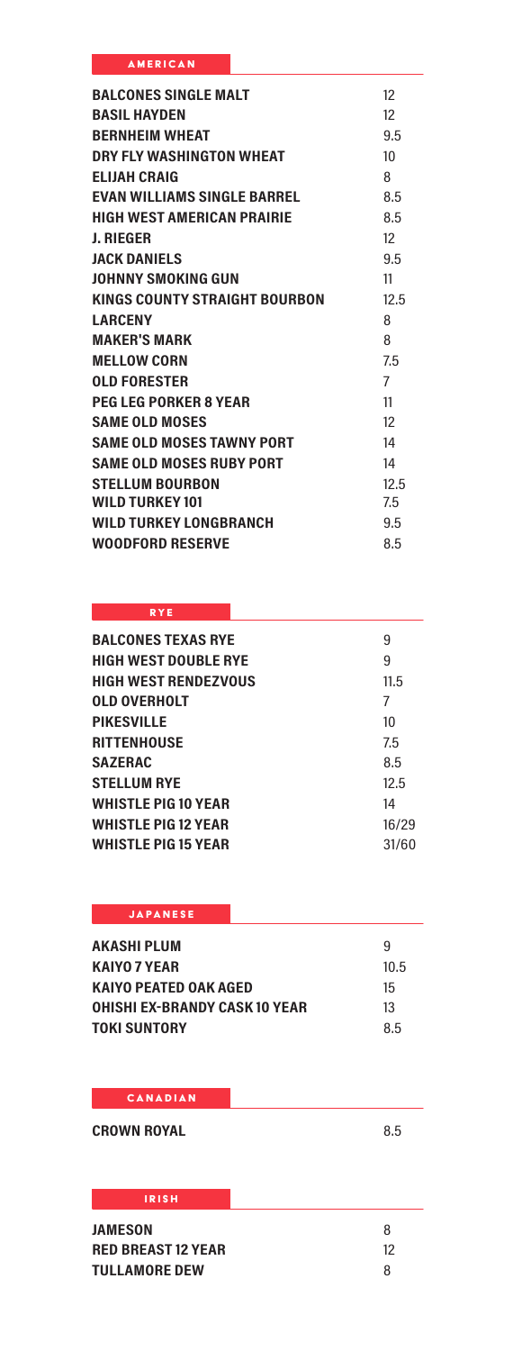## AMERICAN

| | |
|---|---|
| BALCONES SINGLE MALT | 12 |
| BASIL HAYDEN | 12 |
| BERNHEIM WHEAT | 9.5 |
| DRY FLY WASHINGTON WHEAT | 10 |
| ELIJAH CRAIG | 8 |
| EVAN WILLIAMS SINGLE BARREL | 8.5 |
| HIGH WEST AMERICAN PRAIRIE | 8.5 |
| J. RIEGER | 12 |
| JACK DANIELS | 9.5 |
| JOHNNY SMOKING GUN | 11 |
| KINGS COUNTY STRAIGHT BOURBON | 12.5 |
| LARCENY | 8 |
| MAKER'S MARK | 8 |
| MELLOW CORN | 7.5 |
| OLD FORESTER | 7 |
| PEG LEG PORKER 8 YEAR | 11 |
| SAME OLD MOSES | 12 |
| SAME OLD MOSES TAWNY PORT | 14 |
| SAME OLD MOSES RUBY PORT | 14 |
| STELLUM BOURBON | 12.5 |
| WILD TURKEY 101 | 7.5 |
| WILD TURKEY LONGBRANCH | 9.5 |
| WOODFORD RESERVE | 8.5 |

## RYE

| | |
|---|---|
| BALCONES TEXAS RYE | 9 |
| HIGH WEST DOUBLE RYE | 9 |
| HIGH WEST RENDEZVOUS | 11.5 |
| OLD OVERHOLT | 7 |
| PIKESVILLE | 10 |
| RITTENHOUSE | 7.5 |
| SAZERAC | 8.5 |
| STELLUM RYE | 12.5 |
| WHISTLE PIG 10 YEAR | 14 |
| WHISTLE PIG 12 YEAR | 16/29 |
| WHISTLE PIG 15 YEAR | 31/60 |

## JAPANESE

| | |
|---|---|
| AKASHI PLUM | 9 |
| KAIYO 7 YEAR | 10.5 |
| KAIYO PEATED OAK AGED | 15 |
| OHISHI EX-BRANDY CASK 10 YEAR | 13 |
| TOKI SUNTORY | 8.5 |

## CANADIAN

| | |
|---|---|
| CROWN ROYAL | 8.5 |

## IRISH

| | |
|---|---|
| JAMESON | 8 |
| RED BREAST 12 YEAR | 12 |
| TULLAMORE DEW | 8 |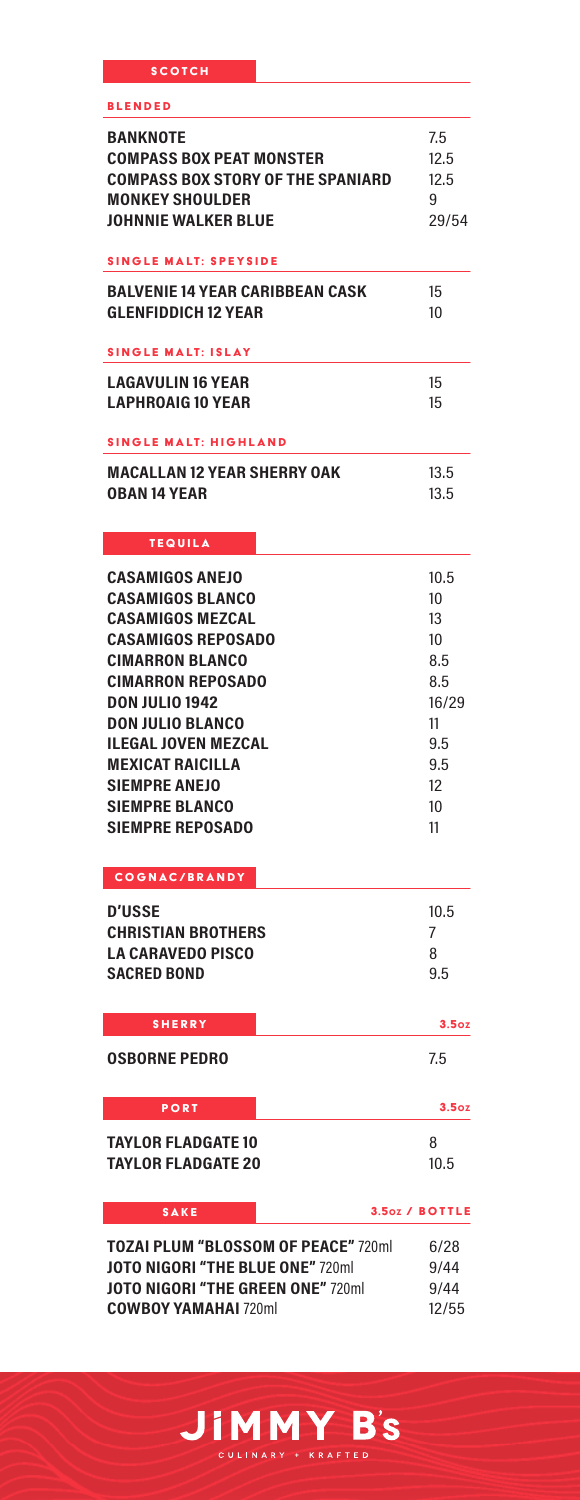## SCOTCH

### BLENDED

| | |
|---|---|
| BANKNOTE | 7.5 |
| COMPASS BOX PEAT MONSTER | 12.5 |
| COMPASS BOX STORY OF THE SPANIARD | 12.5 |
| MONKEY SHOULDER | 9 |
| JOHNNIE WALKER BLUE | 29/54 |

### SINGLE MALT: SPEYSIDE

| | |
|---|---|
| BALVENIE 14 YEAR CARIBBEAN CASK | 15 |
| GLENFIDDICH 12 YEAR | 10 |

### SINGLE MALT: ISLAY

| | |
|---|---|
| LAGAVULIN 16 YEAR | 15 |
| LAPHROAIG 10 YEAR | 15 |

### SINGLE MALT: HIGHLAND

| | |
|---|---|
| MACALLAN 12 YEAR SHERRY OAK | 13.5 |
| OBAN 14 YEAR | 13.5 |

## TEQUILA

| | |
|---|---|
| CASAMIGOS ANEJO | 10.5 |
| CASAMIGOS BLANCO | 10 |
| CASAMIGOS MEZCAL | 13 |
| CASAMIGOS REPOSADO | 10 |
| CIMARRON BLANCO | 8.5 |
| CIMARRON REPOSADO | 8.5 |
| DON JULIO 1942 | 16/29 |
| DON JULIO BLANCO | 11 |
| ILEGAL JOVEN MEZCAL | 9.5 |
| MEXICAT RAICILLA | 9.5 |
| SIEMPRE ANEJO | 12 |
| SIEMPRE BLANCO | 10 |
| SIEMPRE REPOSADO | 11 |

## COGNAC/BRANDY

| | |
|---|---|
| D'USSE | 10.5 |
| CHRISTIAN BROTHERS | 7 |
| LA CARAVEDO PISCO | 8 |
| SACRED BOND | 9.5 |

## SHERRY — 3.5oz

| | |
|---|---|
| OSBORNE PEDRO | 7.5 |

## PORT — 3.5oz

| | |
|---|---|
| TAYLOR FLADGATE 10 | 8 |
| TAYLOR FLADGATE 20 | 10.5 |

## SAKE — 3.5oz / BOTTLE

| | |
|---|---|
| TOZAI PLUM "BLOSSOM OF PEACE" 720ml | 6/28 |
| JOTO NIGORI "THE BLUE ONE" 720ml | 9/44 |
| JOTO NIGORI "THE GREEN ONE" 720ml | 9/44 |
| COWBOY YAMAHAI 720ml | 12/55 |

JIMMY B's

CULINARY + KRAFTED